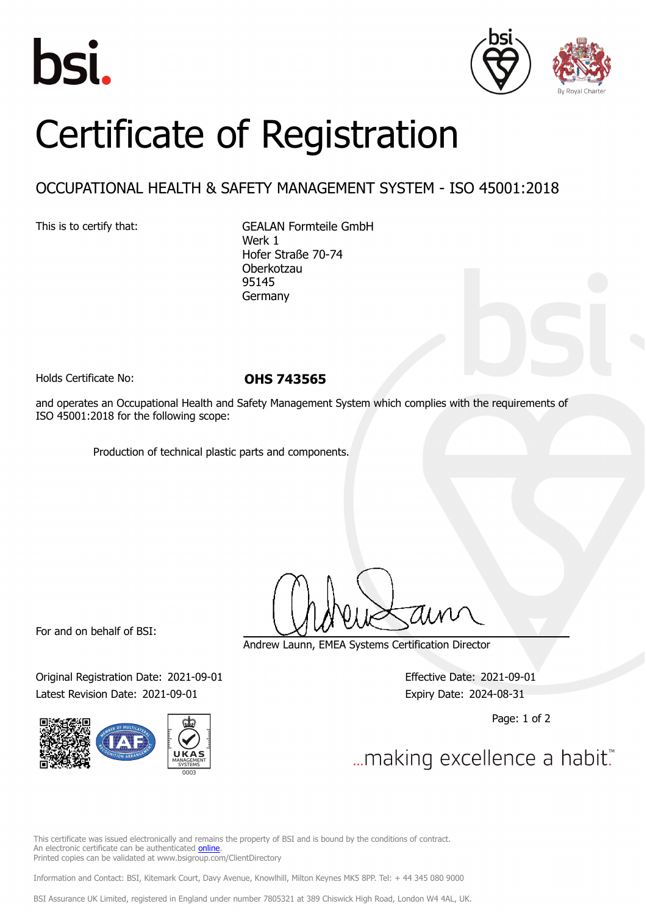# Certificate of Registration

## OCCUPATIONAL HEALTH & SAFETY MANAGEMENT SYSTEM - ISO 45001:2018

This is to certify that:

GEALAN Formteile GmbH
Werk 1
Hofer Straße 70-74
Oberkotzau
95145
Germany

Holds Certificate No: **OHS 743565**

and operates an Occupational Health and Safety Management System which complies with the requirements of ISO 45001:2018 for the following scope:

Production of technical plastic parts and components.

For and on behalf of BSI:

Andrew Launn, EMEA Systems Certification Director

Original Registration Date: 2021-09-01

Latest Revision Date: 2021-09-01

Effective Date: 2021-09-01

Expiry Date: 2024-08-31

...making excellence a habit.™

This certificate was issued electronically and remains the property of BSI and is bound by the conditions of contract.
An electronic certificate can be authenticated online.
Printed copies can be validated at www.bsigroup.com/ClientDirectory

Information and Contact: BSI, Kitemark Court, Davy Avenue, Knowlhill, Milton Keynes MK5 8PP. Tel: + 44 345 080 9000

BSI Assurance UK Limited, registered in England under number 7805321 at 389 Chiswick High Road, London W4 4AL, UK.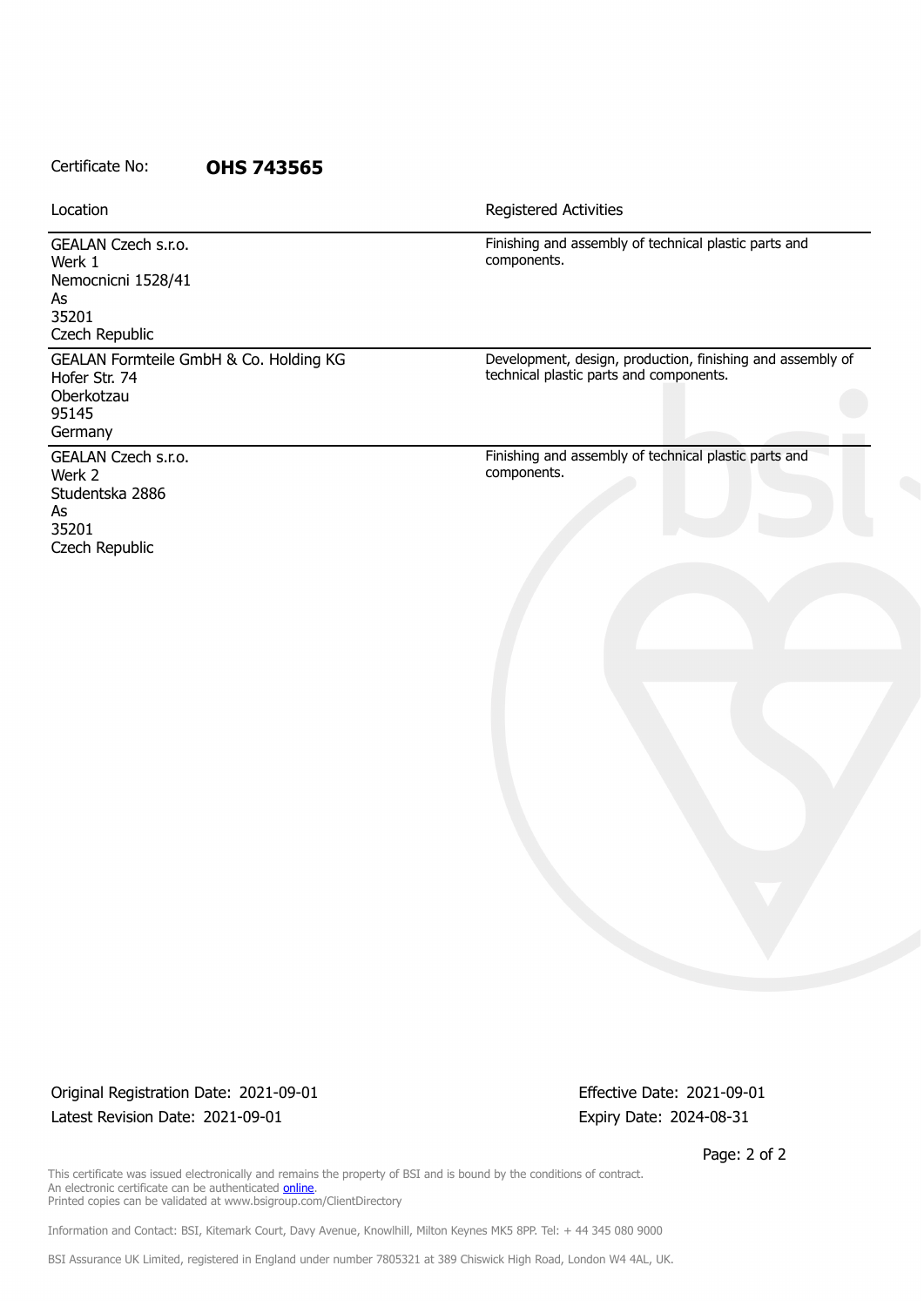Certificate No: **OHS 743565**

| Location | Registered Activities |
| --- | --- |
| GEALAN Czech s.r.o.<br>Werk 1<br>Nemocnicni 1528/41<br>As<br>35201<br>Czech Republic | Finishing and assembly of technical plastic parts and components. |
| GEALAN Formteile GmbH & Co. Holding KG<br>Hofer Str. 74<br>Oberkotzau<br>95145<br>Germany | Development, design, production, finishing and assembly of technical plastic parts and components. |
| GEALAN Czech s.r.o.<br>Werk 2<br>Studentska 2886<br>As<br>35201<br>Czech Republic | Finishing and assembly of technical plastic parts and components. |

Original Registration Date: 2021-09-01
Latest Revision Date: 2021-09-01

Effective Date: 2021-09-01
Expiry Date: 2024-08-31

This certificate was issued electronically and remains the property of BSI and is bound by the conditions of contract.
An electronic certificate can be authenticated online.
Printed copies can be validated at www.bsigroup.com/ClientDirectory

Information and Contact: BSI, Kitemark Court, Davy Avenue, Knowlhill, Milton Keynes MK5 8PP. Tel: + 44 345 080 9000

BSI Assurance UK Limited, registered in England under number 7805321 at 389 Chiswick High Road, London W4 4AL, UK.